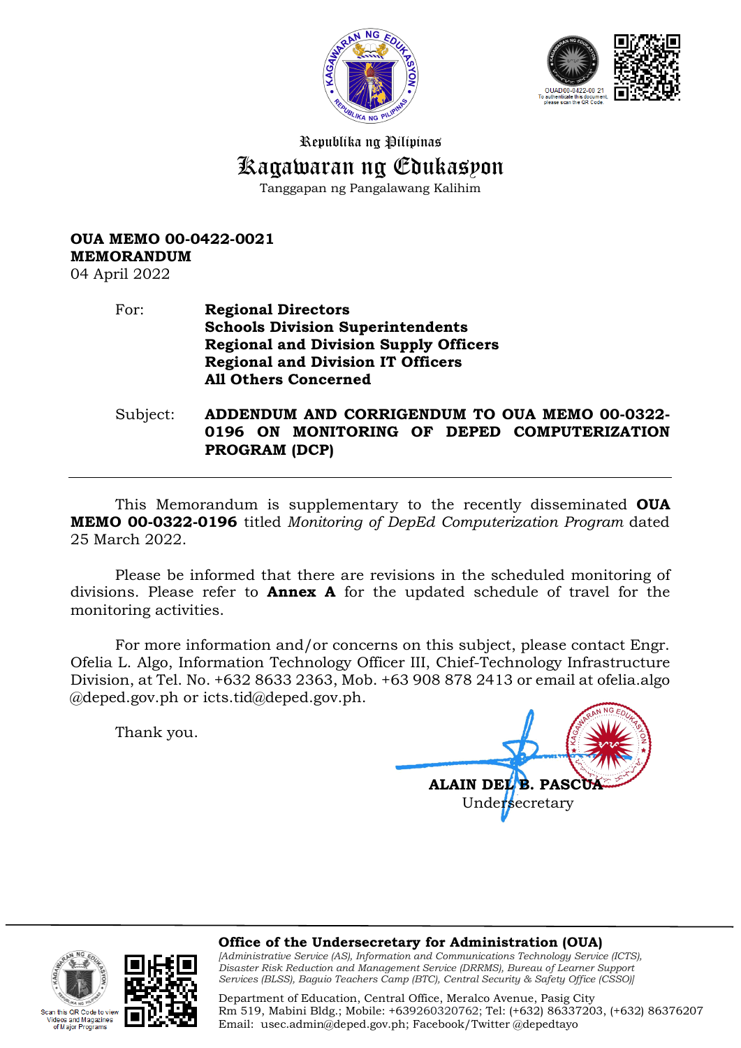Republika ng Pilipinas

# Kagawaran ng Edukasyon

Tanggapan ng Pangalawang Kalihim

**OUA MEMO 00-0422-0021**
**MEMORANDUM**
04 April 2022

For: **Regional Directors**
**Schools Division Superintendents**
**Regional and Division Supply Officers**
**Regional and Division IT Officers**
**All Others Concerned**

Subject: **ADDENDUM AND CORRIGENDUM TO OUA MEMO 00-0322-0196 ON MONITORING OF DEPED COMPUTERIZATION PROGRAM (DCP)**

---

This Memorandum is supplementary to the recently disseminated **OUA MEMO 00-0322-0196** titled *Monitoring of DepEd Computerization Program* dated 25 March 2022.

Please be informed that there are revisions in the scheduled monitoring of divisions. Please refer to **Annex A** for the updated schedule of travel for the monitoring activities.

For more information and/or concerns on this subject, please contact Engr. Ofelia L. Algo, Information Technology Officer III, Chief-Technology Infrastructure Division, at Tel. No. +632 8633 2363, Mob. +63 908 878 2413 or email at ofelia.algo @deped.gov.ph or icts.tid@deped.gov.ph.

Thank you.

**ALAIN DEL B. PASCUA**
Undersecretary

---

**Office of the Undersecretary for Administration (OUA)**
*[Administrative Service (AS), Information and Communications Technology Service (ICTS), Disaster Risk Reduction and Management Service (DRRMS), Bureau of Learner Support Services (BLSS), Baguio Teachers Camp (BTC), Central Security & Safety Office (CSSO)]*

Department of Education, Central Office, Meralco Avenue, Pasig City
Rm 519, Mabini Bldg.; Mobile: +639260320762; Tel: (+632) 86337203, (+632) 86376207
Email: usec.admin@deped.gov.ph; Facebook/Twitter @depedtayo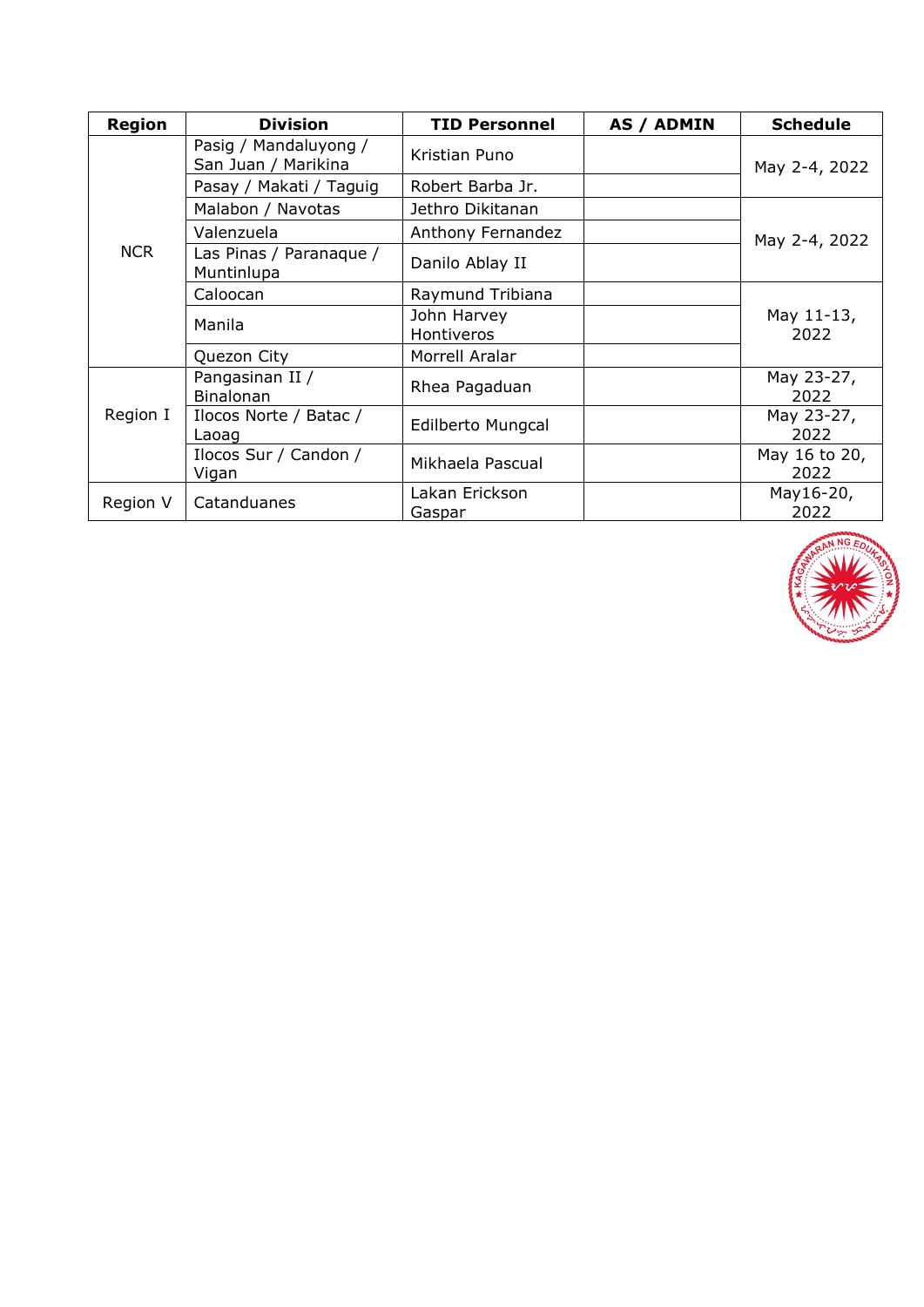| Region | Division | TID Personnel | AS / ADMIN | Schedule |
| --- | --- | --- | --- | --- |
| NCR | Pasig / Mandaluyong / San Juan / Marikina | Kristian Puno | | May 2-4, 2022 |
| | Pasay / Makati / Taguig | Robert Barba Jr. | | |
| | Malabon / Navotas | Jethro Dikitanan | | May 2-4, 2022 |
| | Valenzuela | Anthony Fernandez | | |
| | Las Pinas / Paranaque / Muntinlupa | Danilo Ablay II | | |
| | Caloocan | Raymund Tribiana | | May 11-13, 2022 |
| | Manila | John Harvey Hontiveros | | |
| | Quezon City | Morrell Aralar | | |
| Region I | Pangasinan II / Binalonan | Rhea Pagaduan | | May 23-27, 2022 |
| | Ilocos Norte / Batac / Laoag | Edilberto Mungcal | | May 23-27, 2022 |
| | Ilocos Sur / Candon / Vigan | Mikhaela Pascual | | May 16 to 20, 2022 |
| Region V | Catanduanes | Lakan Erickson Gaspar | | May16-20, 2022 |